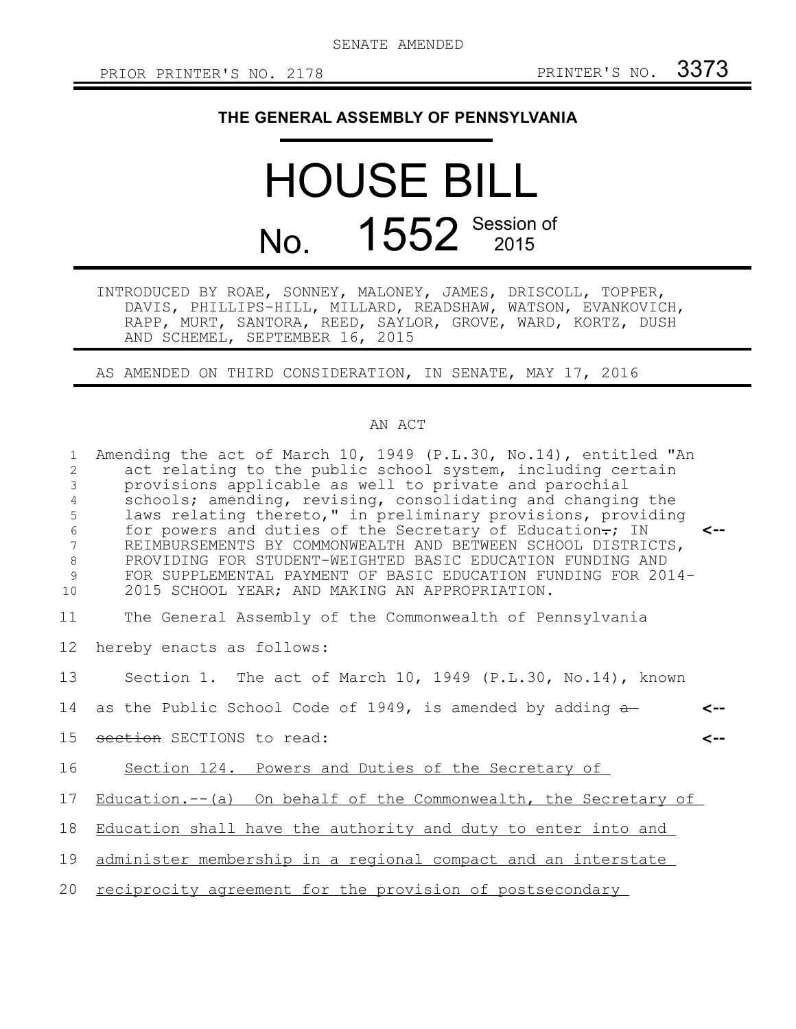SENATE AMENDED

PRIOR PRINTER'S NO. 2178 PRINTER'S NO. 3373

**THE GENERAL ASSEMBLY OF PENNSYLVANIA**

# HOUSE BILL No. 1552 Session of 2015

INTRODUCED BY ROAE, SONNEY, MALONEY, JAMES, DRISCOLL, TOPPER, DAVIS, PHILLIPS-HILL, MILLARD, READSHAW, WATSON, EVANKOVICH, RAPP, MURT, SANTORA, REED, SAYLOR, GROVE, WARD, KORTZ, DUSH AND SCHEMEL, SEPTEMBER 16, 2015

AS AMENDED ON THIRD CONSIDERATION, IN SENATE, MAY 17, 2016

AN ACT

1 Amending the act of March 10, 1949 (P.L.30, No.14), entitled "An
2 act relating to the public school system, including certain
3 provisions applicable as well to private and parochial
4 schools; amending, revising, consolidating and changing the
5 laws relating thereto," in preliminary provisions, providing
6 for powers and duties of the Secretary of Education~~.~~; IN <--
7 REIMBURSEMENTS BY COMMONWEALTH AND BETWEEN SCHOOL DISTRICTS,
8 PROVIDING FOR STUDENT-WEIGHTED BASIC EDUCATION FUNDING AND
9 FOR SUPPLEMENTAL PAYMENT OF BASIC EDUCATION FUNDING FOR 2014-
10 2015 SCHOOL YEAR; AND MAKING AN APPROPRIATION.

11 The General Assembly of the Commonwealth of Pennsylvania
12 hereby enacts as follows:

13 Section 1. The act of March 10, 1949 (P.L.30, No.14), known
14 as the Public School Code of 1949, is amended by adding ~~a~~ <--
15 ~~section~~ SECTIONS to read: <--

16 <u>Section 124. Powers and Duties of the Secretary of</u>
17 <u>Education.--(a) On behalf of the Commonwealth, the Secretary of</u>
18 <u>Education shall have the authority and duty to enter into and</u>
19 <u>administer membership in a regional compact and an interstate</u>
20 <u>reciprocity agreement for the provision of postsecondary</u>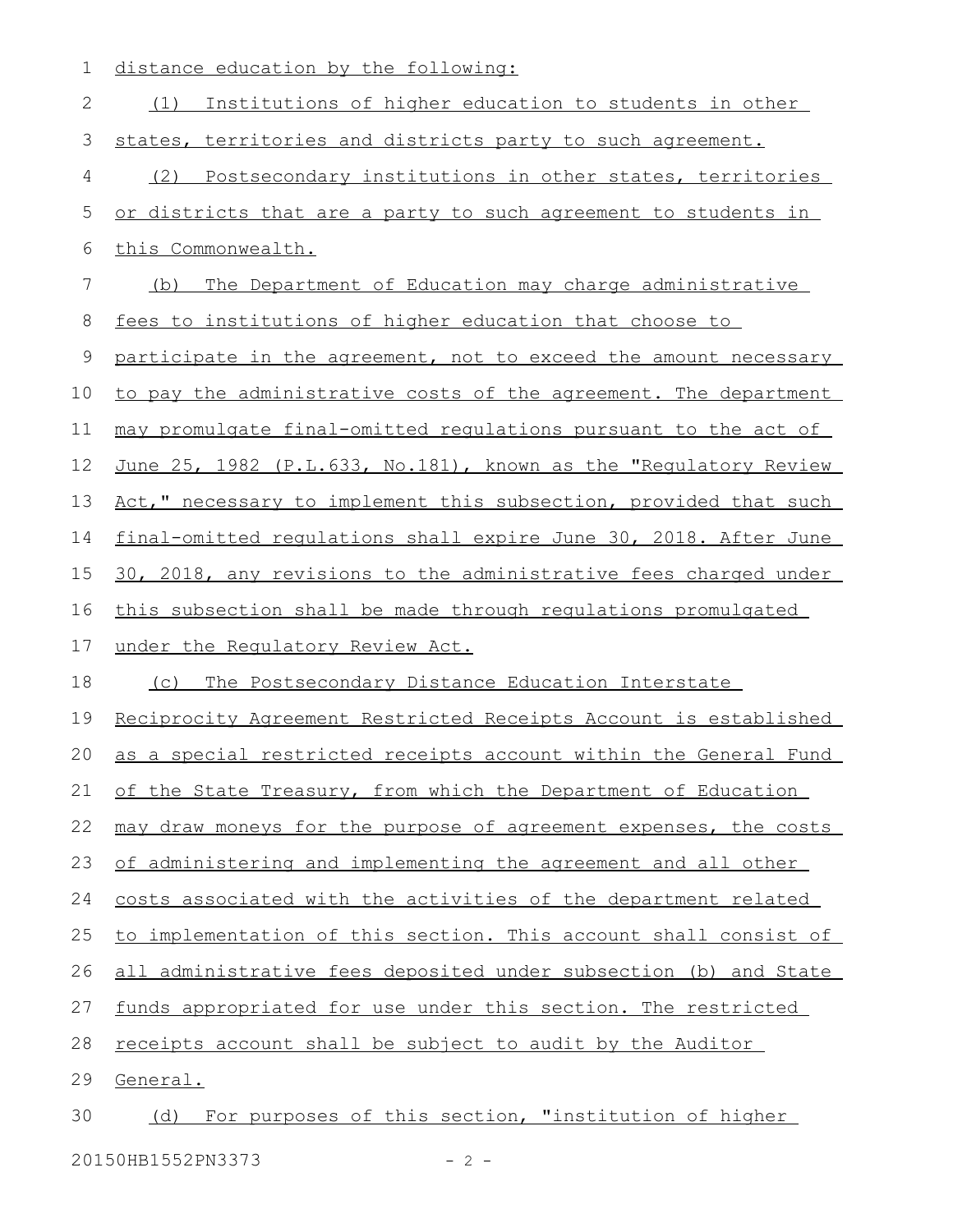distance education by the following:

(1) Institutions of higher education to students in other states, territories and districts party to such agreement.

(2) Postsecondary institutions in other states, territories or districts that are a party to such agreement to students in this Commonwealth.

(b) The Department of Education may charge administrative fees to institutions of higher education that choose to participate in the agreement, not to exceed the amount necessary to pay the administrative costs of the agreement. The department may promulgate final-omitted regulations pursuant to the act of June 25, 1982 (P.L.633, No.181), known as the "Regulatory Review Act," necessary to implement this subsection, provided that such final-omitted regulations shall expire June 30, 2018. After June 30, 2018, any revisions to the administrative fees charged under this subsection shall be made through regulations promulgated under the Regulatory Review Act.

(c) The Postsecondary Distance Education Interstate Reciprocity Agreement Restricted Receipts Account is established as a special restricted receipts account within the General Fund of the State Treasury, from which the Department of Education may draw moneys for the purpose of agreement expenses, the costs of administering and implementing the agreement and all other costs associated with the activities of the department related to implementation of this section. This account shall consist of all administrative fees deposited under subsection (b) and State funds appropriated for use under this section. The restricted receipts account shall be subject to audit by the Auditor General.

(d) For purposes of this section, "institution of higher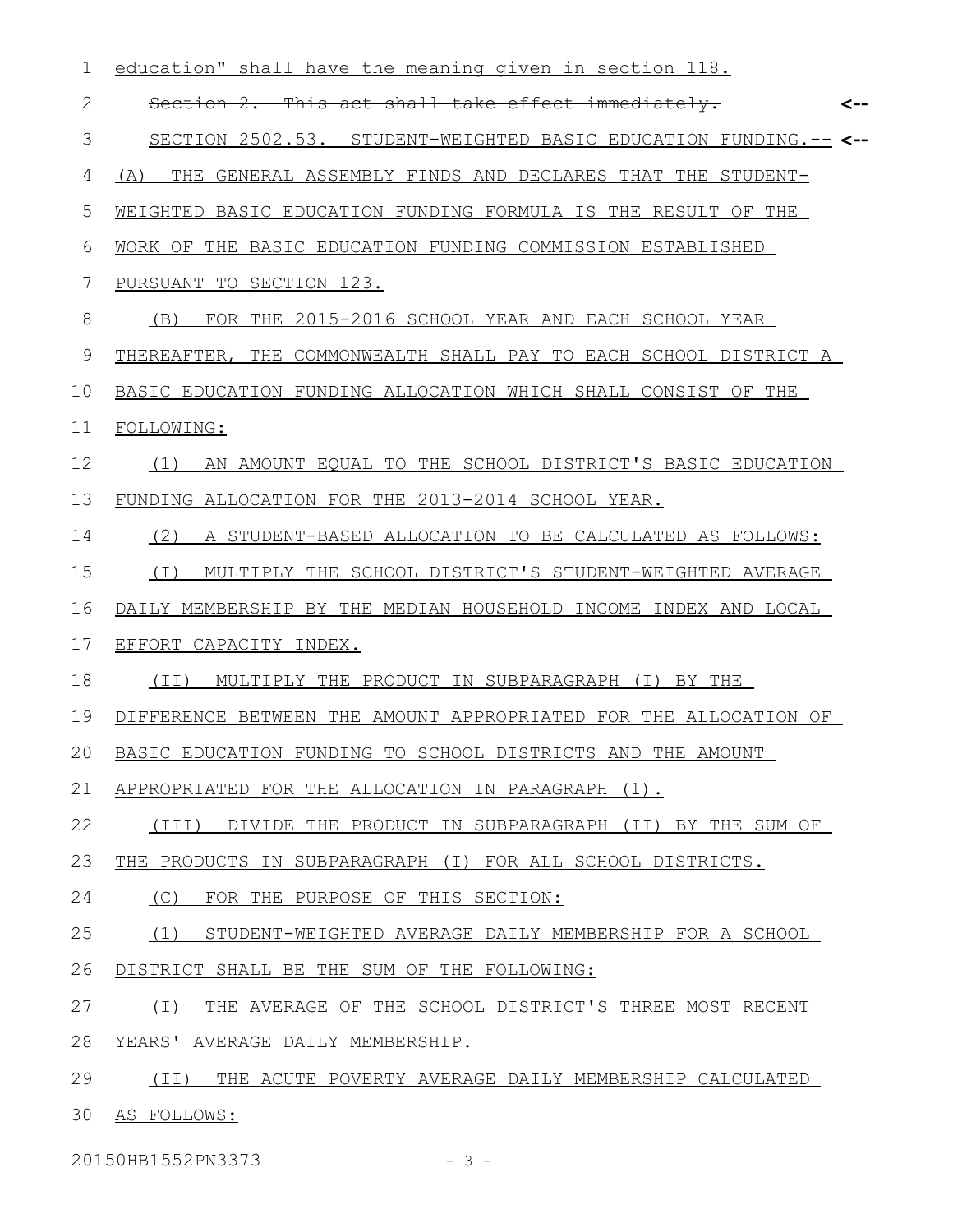education" shall have the meaning given in section 118.

~~Section 2. This act shall take effect immediately.~~

SECTION 2502.53. STUDENT-WEIGHTED BASIC EDUCATION FUNDING.--

(A) THE GENERAL ASSEMBLY FINDS AND DECLARES THAT THE STUDENT-WEIGHTED BASIC EDUCATION FUNDING FORMULA IS THE RESULT OF THE WORK OF THE BASIC EDUCATION FUNDING COMMISSION ESTABLISHED PURSUANT TO SECTION 123.

(B) FOR THE 2015-2016 SCHOOL YEAR AND EACH SCHOOL YEAR THEREAFTER, THE COMMONWEALTH SHALL PAY TO EACH SCHOOL DISTRICT A BASIC EDUCATION FUNDING ALLOCATION WHICH SHALL CONSIST OF THE FOLLOWING:

(1) AN AMOUNT EQUAL TO THE SCHOOL DISTRICT'S BASIC EDUCATION FUNDING ALLOCATION FOR THE 2013-2014 SCHOOL YEAR.

(2) A STUDENT-BASED ALLOCATION TO BE CALCULATED AS FOLLOWS:

(I) MULTIPLY THE SCHOOL DISTRICT'S STUDENT-WEIGHTED AVERAGE DAILY MEMBERSHIP BY THE MEDIAN HOUSEHOLD INCOME INDEX AND LOCAL EFFORT CAPACITY INDEX.

(II) MULTIPLY THE PRODUCT IN SUBPARAGRAPH (I) BY THE DIFFERENCE BETWEEN THE AMOUNT APPROPRIATED FOR THE ALLOCATION OF BASIC EDUCATION FUNDING TO SCHOOL DISTRICTS AND THE AMOUNT APPROPRIATED FOR THE ALLOCATION IN PARAGRAPH (1).

(III) DIVIDE THE PRODUCT IN SUBPARAGRAPH (II) BY THE SUM OF THE PRODUCTS IN SUBPARAGRAPH (I) FOR ALL SCHOOL DISTRICTS.

(C) FOR THE PURPOSE OF THIS SECTION:

(1) STUDENT-WEIGHTED AVERAGE DAILY MEMBERSHIP FOR A SCHOOL DISTRICT SHALL BE THE SUM OF THE FOLLOWING:

(I) THE AVERAGE OF THE SCHOOL DISTRICT'S THREE MOST RECENT YEARS' AVERAGE DAILY MEMBERSHIP.

(II) THE ACUTE POVERTY AVERAGE DAILY MEMBERSHIP CALCULATED AS FOLLOWS: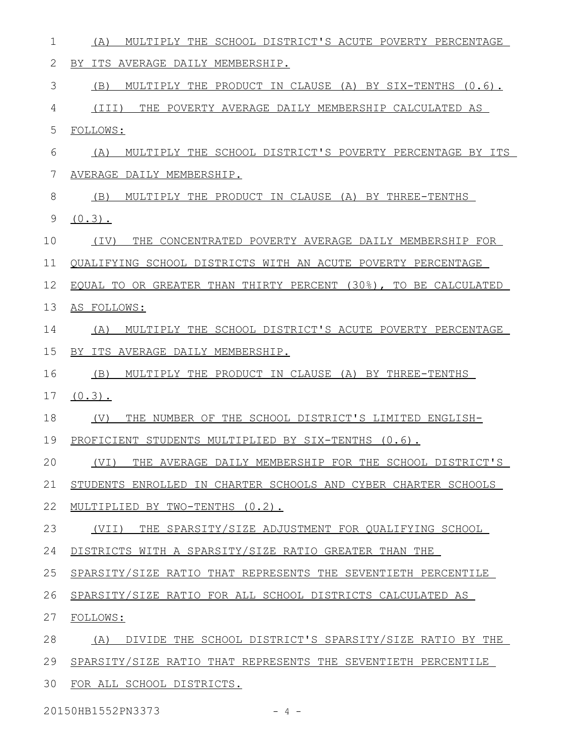(A) MULTIPLY THE SCHOOL DISTRICT'S ACUTE POVERTY PERCENTAGE BY ITS AVERAGE DAILY MEMBERSHIP.

(B) MULTIPLY THE PRODUCT IN CLAUSE (A) BY SIX-TENTHS (0.6).

(III) THE POVERTY AVERAGE DAILY MEMBERSHIP CALCULATED AS FOLLOWS:

(A) MULTIPLY THE SCHOOL DISTRICT'S POVERTY PERCENTAGE BY ITS AVERAGE DAILY MEMBERSHIP.

(B) MULTIPLY THE PRODUCT IN CLAUSE (A) BY THREE-TENTHS (0.3).

(IV) THE CONCENTRATED POVERTY AVERAGE DAILY MEMBERSHIP FOR QUALIFYING SCHOOL DISTRICTS WITH AN ACUTE POVERTY PERCENTAGE EQUAL TO OR GREATER THAN THIRTY PERCENT (30%), TO BE CALCULATED AS FOLLOWS:

(A) MULTIPLY THE SCHOOL DISTRICT'S ACUTE POVERTY PERCENTAGE BY ITS AVERAGE DAILY MEMBERSHIP.

(B) MULTIPLY THE PRODUCT IN CLAUSE (A) BY THREE-TENTHS (0.3).

(V) THE NUMBER OF THE SCHOOL DISTRICT'S LIMITED ENGLISH-PROFICIENT STUDENTS MULTIPLIED BY SIX-TENTHS (0.6).

(VI) THE AVERAGE DAILY MEMBERSHIP FOR THE SCHOOL DISTRICT'S STUDENTS ENROLLED IN CHARTER SCHOOLS AND CYBER CHARTER SCHOOLS MULTIPLIED BY TWO-TENTHS (0.2).

(VII) THE SPARSITY/SIZE ADJUSTMENT FOR QUALIFYING SCHOOL DISTRICTS WITH A SPARSITY/SIZE RATIO GREATER THAN THE SPARSITY/SIZE RATIO THAT REPRESENTS THE SEVENTIETH PERCENTILE SPARSITY/SIZE RATIO FOR ALL SCHOOL DISTRICTS CALCULATED AS FOLLOWS:

(A) DIVIDE THE SCHOOL DISTRICT'S SPARSITY/SIZE RATIO BY THE SPARSITY/SIZE RATIO THAT REPRESENTS THE SEVENTIETH PERCENTILE FOR ALL SCHOOL DISTRICTS.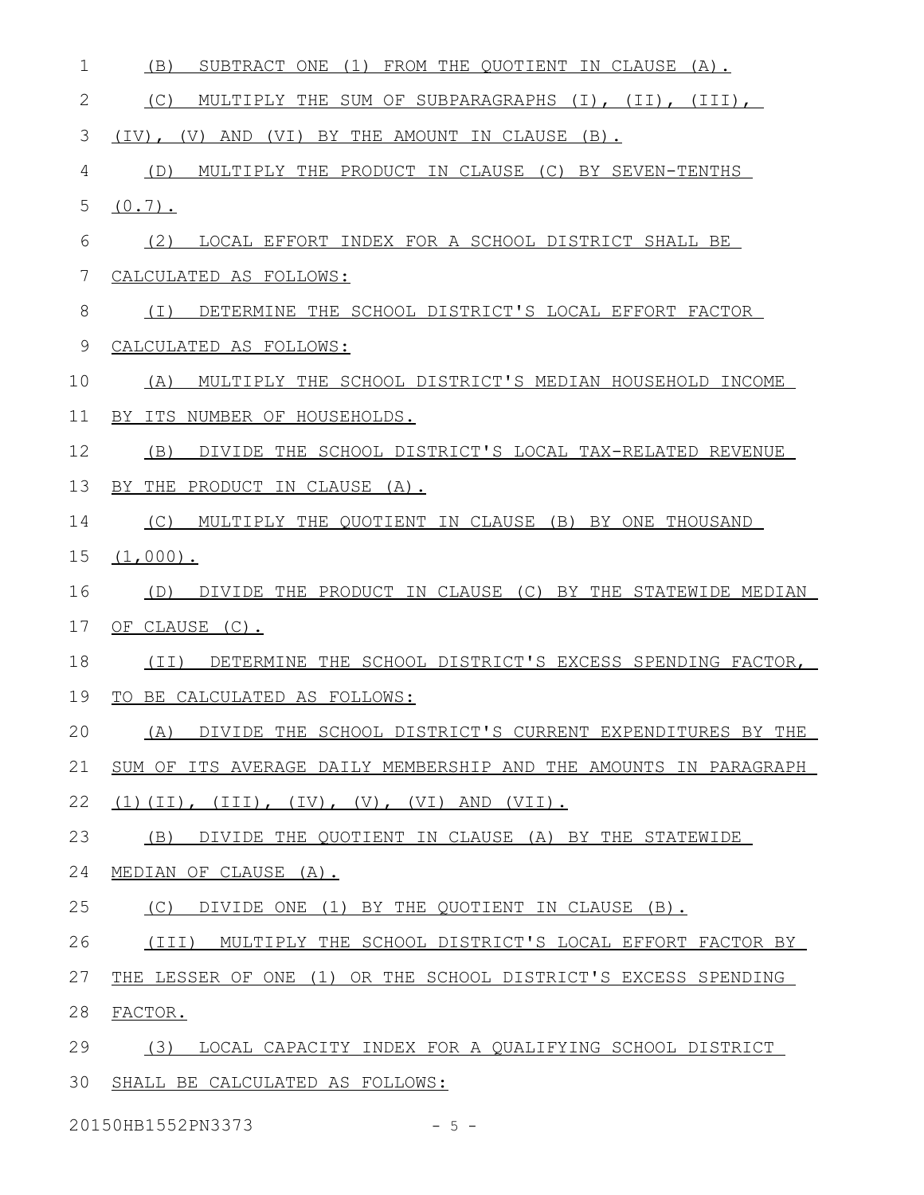(B) SUBTRACT ONE (1) FROM THE QUOTIENT IN CLAUSE (A).

(C) MULTIPLY THE SUM OF SUBPARAGRAPHS (I), (II), (III), (IV), (V) AND (VI) BY THE AMOUNT IN CLAUSE (B).

(D) MULTIPLY THE PRODUCT IN CLAUSE (C) BY SEVEN-TENTHS (0.7).

(2) LOCAL EFFORT INDEX FOR A SCHOOL DISTRICT SHALL BE CALCULATED AS FOLLOWS:

(I) DETERMINE THE SCHOOL DISTRICT'S LOCAL EFFORT FACTOR CALCULATED AS FOLLOWS:

(A) MULTIPLY THE SCHOOL DISTRICT'S MEDIAN HOUSEHOLD INCOME BY ITS NUMBER OF HOUSEHOLDS.

(B) DIVIDE THE SCHOOL DISTRICT'S LOCAL TAX-RELATED REVENUE BY THE PRODUCT IN CLAUSE (A).

(C) MULTIPLY THE QUOTIENT IN CLAUSE (B) BY ONE THOUSAND (1,000).

(D) DIVIDE THE PRODUCT IN CLAUSE (C) BY THE STATEWIDE MEDIAN OF CLAUSE (C).

(II) DETERMINE THE SCHOOL DISTRICT'S EXCESS SPENDING FACTOR, TO BE CALCULATED AS FOLLOWS:

(A) DIVIDE THE SCHOOL DISTRICT'S CURRENT EXPENDITURES BY THE SUM OF ITS AVERAGE DAILY MEMBERSHIP AND THE AMOUNTS IN PARAGRAPH (1)(II), (III), (IV), (V), (VI) AND (VII).

(B) DIVIDE THE QUOTIENT IN CLAUSE (A) BY THE STATEWIDE MEDIAN OF CLAUSE (A).

(C) DIVIDE ONE (1) BY THE QUOTIENT IN CLAUSE (B).

(III) MULTIPLY THE SCHOOL DISTRICT'S LOCAL EFFORT FACTOR BY THE LESSER OF ONE (1) OR THE SCHOOL DISTRICT'S EXCESS SPENDING FACTOR.

(3) LOCAL CAPACITY INDEX FOR A QUALIFYING SCHOOL DISTRICT SHALL BE CALCULATED AS FOLLOWS: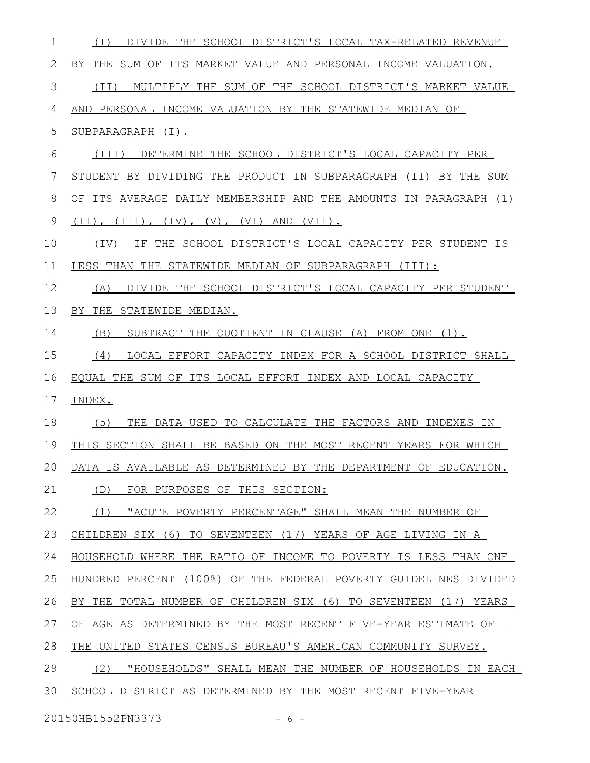(I) DIVIDE THE SCHOOL DISTRICT'S LOCAL TAX-RELATED REVENUE BY THE SUM OF ITS MARKET VALUE AND PERSONAL INCOME VALUATION.

(II) MULTIPLY THE SUM OF THE SCHOOL DISTRICT'S MARKET VALUE AND PERSONAL INCOME VALUATION BY THE STATEWIDE MEDIAN OF SUBPARAGRAPH (I).

(III) DETERMINE THE SCHOOL DISTRICT'S LOCAL CAPACITY PER STUDENT BY DIVIDING THE PRODUCT IN SUBPARAGRAPH (II) BY THE SUM OF ITS AVERAGE DAILY MEMBERSHIP AND THE AMOUNTS IN PARAGRAPH (1) (II), (III), (IV), (V), (VI) AND (VII).

(IV) IF THE SCHOOL DISTRICT'S LOCAL CAPACITY PER STUDENT IS LESS THAN THE STATEWIDE MEDIAN OF SUBPARAGRAPH (III):

(A) DIVIDE THE SCHOOL DISTRICT'S LOCAL CAPACITY PER STUDENT BY THE STATEWIDE MEDIAN.

(B) SUBTRACT THE QUOTIENT IN CLAUSE (A) FROM ONE (1).

(4) LOCAL EFFORT CAPACITY INDEX FOR A SCHOOL DISTRICT SHALL EQUAL THE SUM OF ITS LOCAL EFFORT INDEX AND LOCAL CAPACITY INDEX.

(5) THE DATA USED TO CALCULATE THE FACTORS AND INDEXES IN THIS SECTION SHALL BE BASED ON THE MOST RECENT YEARS FOR WHICH DATA IS AVAILABLE AS DETERMINED BY THE DEPARTMENT OF EDUCATION.

(D) FOR PURPOSES OF THIS SECTION:

(1) "ACUTE POVERTY PERCENTAGE" SHALL MEAN THE NUMBER OF CHILDREN SIX (6) TO SEVENTEEN (17) YEARS OF AGE LIVING IN A HOUSEHOLD WHERE THE RATIO OF INCOME TO POVERTY IS LESS THAN ONE HUNDRED PERCENT (100%) OF THE FEDERAL POVERTY GUIDELINES DIVIDED BY THE TOTAL NUMBER OF CHILDREN SIX (6) TO SEVENTEEN (17) YEARS OF AGE AS DETERMINED BY THE MOST RECENT FIVE-YEAR ESTIMATE OF THE UNITED STATES CENSUS BUREAU'S AMERICAN COMMUNITY SURVEY.

(2) "HOUSEHOLDS" SHALL MEAN THE NUMBER OF HOUSEHOLDS IN EACH SCHOOL DISTRICT AS DETERMINED BY THE MOST RECENT FIVE-YEAR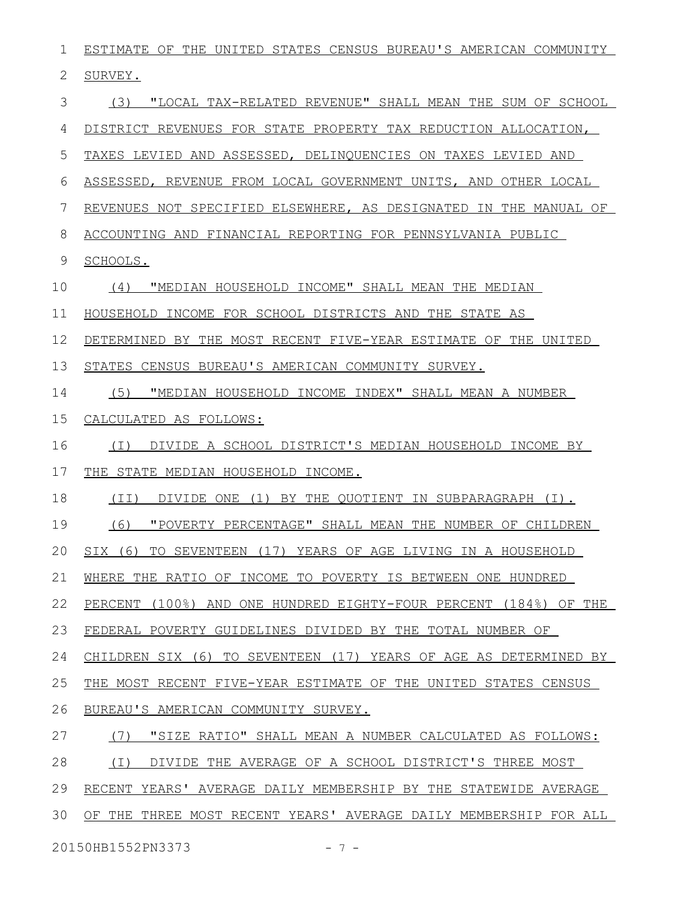ESTIMATE OF THE UNITED STATES CENSUS BUREAU'S AMERICAN COMMUNITY SURVEY.

(3) "LOCAL TAX-RELATED REVENUE" SHALL MEAN THE SUM OF SCHOOL DISTRICT REVENUES FOR STATE PROPERTY TAX REDUCTION ALLOCATION, TAXES LEVIED AND ASSESSED, DELINQUENCIES ON TAXES LEVIED AND ASSESSED, REVENUE FROM LOCAL GOVERNMENT UNITS, AND OTHER LOCAL REVENUES NOT SPECIFIED ELSEWHERE, AS DESIGNATED IN THE MANUAL OF ACCOUNTING AND FINANCIAL REPORTING FOR PENNSYLVANIA PUBLIC SCHOOLS.

(4) "MEDIAN HOUSEHOLD INCOME" SHALL MEAN THE MEDIAN HOUSEHOLD INCOME FOR SCHOOL DISTRICTS AND THE STATE AS DETERMINED BY THE MOST RECENT FIVE-YEAR ESTIMATE OF THE UNITED STATES CENSUS BUREAU'S AMERICAN COMMUNITY SURVEY.

(5) "MEDIAN HOUSEHOLD INCOME INDEX" SHALL MEAN A NUMBER CALCULATED AS FOLLOWS:

(I) DIVIDE A SCHOOL DISTRICT'S MEDIAN HOUSEHOLD INCOME BY THE STATE MEDIAN HOUSEHOLD INCOME.

(II) DIVIDE ONE (1) BY THE QUOTIENT IN SUBPARAGRAPH (I).

(6) "POVERTY PERCENTAGE" SHALL MEAN THE NUMBER OF CHILDREN SIX (6) TO SEVENTEEN (17) YEARS OF AGE LIVING IN A HOUSEHOLD WHERE THE RATIO OF INCOME TO POVERTY IS BETWEEN ONE HUNDRED PERCENT (100%) AND ONE HUNDRED EIGHTY-FOUR PERCENT (184%) OF THE FEDERAL POVERTY GUIDELINES DIVIDED BY THE TOTAL NUMBER OF CHILDREN SIX (6) TO SEVENTEEN (17) YEARS OF AGE AS DETERMINED BY THE MOST RECENT FIVE-YEAR ESTIMATE OF THE UNITED STATES CENSUS BUREAU'S AMERICAN COMMUNITY SURVEY.

(7) "SIZE RATIO" SHALL MEAN A NUMBER CALCULATED AS FOLLOWS:

(I) DIVIDE THE AVERAGE OF A SCHOOL DISTRICT'S THREE MOST RECENT YEARS' AVERAGE DAILY MEMBERSHIP BY THE STATEWIDE AVERAGE OF THE THREE MOST RECENT YEARS' AVERAGE DAILY MEMBERSHIP FOR ALL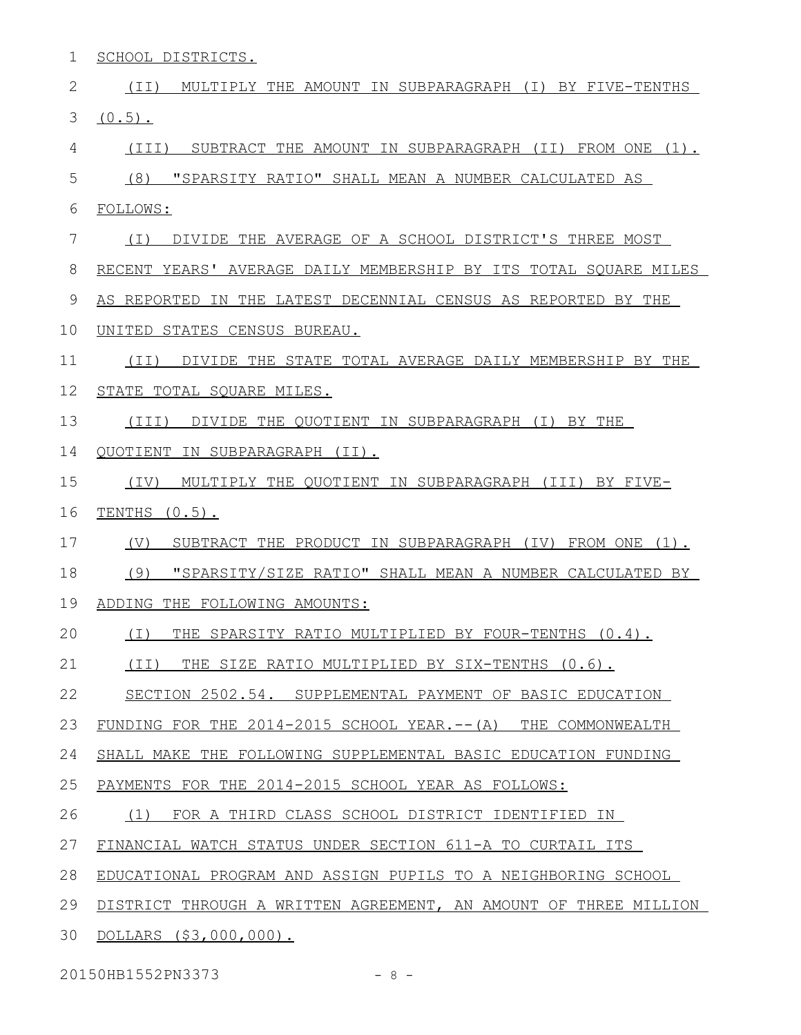SCHOOL DISTRICTS.

(II) MULTIPLY THE AMOUNT IN SUBPARAGRAPH (I) BY FIVE-TENTHS (0.5).

(III) SUBTRACT THE AMOUNT IN SUBPARAGRAPH (II) FROM ONE (1).

(8) "SPARSITY RATIO" SHALL MEAN A NUMBER CALCULATED AS FOLLOWS:

(I) DIVIDE THE AVERAGE OF A SCHOOL DISTRICT'S THREE MOST RECENT YEARS' AVERAGE DAILY MEMBERSHIP BY ITS TOTAL SQUARE MILES AS REPORTED IN THE LATEST DECENNIAL CENSUS AS REPORTED BY THE UNITED STATES CENSUS BUREAU.

(II) DIVIDE THE STATE TOTAL AVERAGE DAILY MEMBERSHIP BY THE STATE TOTAL SQUARE MILES.

(III) DIVIDE THE QUOTIENT IN SUBPARAGRAPH (I) BY THE QUOTIENT IN SUBPARAGRAPH (II).

(IV) MULTIPLY THE QUOTIENT IN SUBPARAGRAPH (III) BY FIVE-TENTHS (0.5).

(V) SUBTRACT THE PRODUCT IN SUBPARAGRAPH (IV) FROM ONE (1).

(9) "SPARSITY/SIZE RATIO" SHALL MEAN A NUMBER CALCULATED BY ADDING THE FOLLOWING AMOUNTS:

(I) THE SPARSITY RATIO MULTIPLIED BY FOUR-TENTHS (0.4).

(II) THE SIZE RATIO MULTIPLIED BY SIX-TENTHS (0.6).

SECTION 2502.54. SUPPLEMENTAL PAYMENT OF BASIC EDUCATION FUNDING FOR THE 2014-2015 SCHOOL YEAR.--(A) THE COMMONWEALTH SHALL MAKE THE FOLLOWING SUPPLEMENTAL BASIC EDUCATION FUNDING PAYMENTS FOR THE 2014-2015 SCHOOL YEAR AS FOLLOWS:

(1) FOR A THIRD CLASS SCHOOL DISTRICT IDENTIFIED IN FINANCIAL WATCH STATUS UNDER SECTION 611-A TO CURTAIL ITS EDUCATIONAL PROGRAM AND ASSIGN PUPILS TO A NEIGHBORING SCHOOL DISTRICT THROUGH A WRITTEN AGREEMENT, AN AMOUNT OF THREE MILLION DOLLARS ($3,000,000).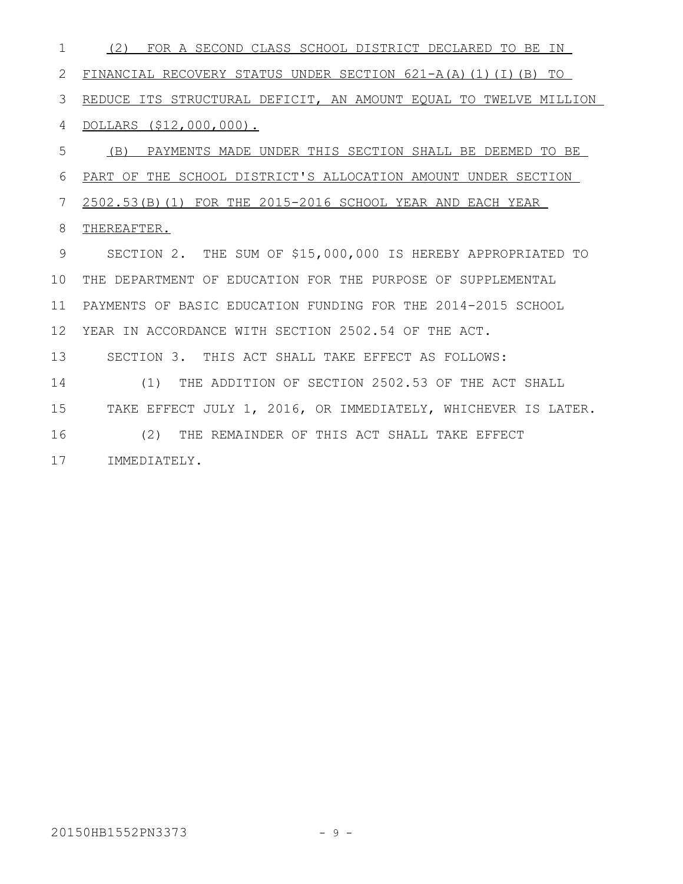(2) FOR A SECOND CLASS SCHOOL DISTRICT DECLARED TO BE IN FINANCIAL RECOVERY STATUS UNDER SECTION 621-A(A)(1)(I)(B) TO REDUCE ITS STRUCTURAL DEFICIT, AN AMOUNT EQUAL TO TWELVE MILLION DOLLARS ($12,000,000).

(B) PAYMENTS MADE UNDER THIS SECTION SHALL BE DEEMED TO BE PART OF THE SCHOOL DISTRICT'S ALLOCATION AMOUNT UNDER SECTION 2502.53(B)(1) FOR THE 2015-2016 SCHOOL YEAR AND EACH YEAR THEREAFTER.

SECTION 2. THE SUM OF $15,000,000 IS HEREBY APPROPRIATED TO THE DEPARTMENT OF EDUCATION FOR THE PURPOSE OF SUPPLEMENTAL PAYMENTS OF BASIC EDUCATION FUNDING FOR THE 2014-2015 SCHOOL YEAR IN ACCORDANCE WITH SECTION 2502.54 OF THE ACT.

SECTION 3. THIS ACT SHALL TAKE EFFECT AS FOLLOWS:

(1) THE ADDITION OF SECTION 2502.53 OF THE ACT SHALL TAKE EFFECT JULY 1, 2016, OR IMMEDIATELY, WHICHEVER IS LATER.

(2) THE REMAINDER OF THIS ACT SHALL TAKE EFFECT IMMEDIATELY.